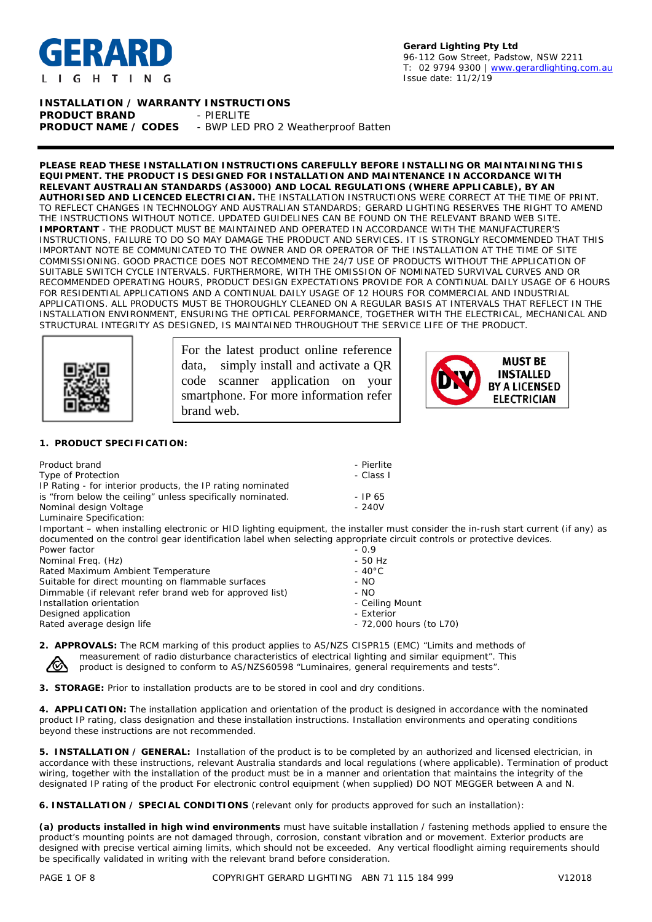**GERARD**
L I G H T I N G

**Gerard Lighting Pty Ltd**
96-112 Gow Street, Padstow, NSW 2211
T: 02 9794 9300 | www.gerardlighting.com.au
Issue date: 11/2/19

**INSTALLATION / WARRANTY INSTRUCTIONS**
**PRODUCT BRAND** - PIERLITE
**PRODUCT NAME / CODES** - BWP LED PRO 2 Weatherproof Batten

**PLEASE READ THESE INSTALLATION INSTRUCTIONS CAREFULLY BEFORE INSTALLING OR MAINTAINING THIS EQUIPMENT. THE PRODUCT IS DESIGNED FOR INSTALLATION AND MAINTENANCE IN ACCORDANCE WITH RELEVANT AUSTRALIAN STANDARDS (AS3000) AND LOCAL REGULATIONS (WHERE APPLICABLE), BY AN AUTHORISED AND LICENCED ELECTRICIAN.** THE INSTALLATION INSTRUCTIONS WERE CORRECT AT THE TIME OF PRINT. TO REFLECT CHANGES IN TECHNOLOGY AND AUSTRALIAN STANDARDS; GERARD LIGHTING RESERVES THE RIGHT TO AMEND THE INSTRUCTIONS WITHOUT NOTICE. UPDATED GUIDELINES CAN BE FOUND ON THE RELEVANT BRAND WEB SITE.
**IMPORTANT** - THE PRODUCT MUST BE MAINTAINED AND OPERATED IN ACCORDANCE WITH THE MANUFACTURER'S INSTRUCTIONS, FAILURE TO DO SO MAY DAMAGE THE PRODUCT AND SERVICES. IT IS STRONGLY RECOMMENDED THAT THIS IMPORTANT NOTE BE COMMUNICATED TO THE OWNER AND OR OPERATOR OF THE INSTALLATION AT THE TIME OF SITE COMMISSIONING. GOOD PRACTICE DOES NOT RECOMMEND THE 24/7 USE OF PRODUCTS WITHOUT THE APPLICATION OF SUITABLE SWITCH CYCLE INTERVALS. FURTHERMORE, WITH THE OMISSION OF NOMINATED SURVIVAL CURVES AND OR RECOMMENDED OPERATING HOURS, PRODUCT DESIGN EXPECTATIONS PROVIDE FOR A CONTINUAL DAILY USAGE OF 6 HOURS FOR RESIDENTIAL APPLICATIONS AND A CONTINUAL DAILY USAGE OF 12 HOURS FOR COMMERCIAL AND INDUSTRIAL APPLICATIONS. ALL PRODUCTS MUST BE THOROUGHLY CLEANED ON A REGULAR BASIS AT INTERVALS THAT REFLECT IN THE INSTALLATION ENVIRONMENT, ENSURING THE OPTICAL PERFORMANCE, TOGETHER WITH THE ELECTRICAL, MECHANICAL AND STRUCTURAL INTEGRITY AS DESIGNED, IS MAINTAINED THROUGHOUT THE SERVICE LIFE OF THE PRODUCT.

For the latest product online reference data, simply install and activate a QR code scanner application on your smartphone. For more information refer brand web.

DIY — MUST BE INSTALLED BY A LICENSED ELECTRICIAN

## 1. PRODUCT SPECIFICATION:

| | |
|---|---|
| Product brand | - Pierlite |
| Type of Protection | - Class I |
| IP Rating - for interior products, the IP rating nominated is "from below the ceiling" unless specifically nominated. | - IP 65 |
| Nominal design Voltage | - 240V |

Luminaire Specification:
Important – when installing electronic or HID lighting equipment, the installer must consider the in-rush start current (if any) as documented on the control gear identification label when selecting appropriate circuit controls or protective devices.

| | |
|---|---|
| Power factor | - 0.9 |
| Nominal Freq. (Hz) | - 50 Hz |
| Rated Maximum Ambient Temperature | - 40°C |
| Suitable for direct mounting on flammable surfaces | - NO |
| Dimmable (if relevant refer brand web for approved list) | - NO |
| Installation orientation | - Ceiling Mount |
| Designed application | - Exterior |
| Rated average design life | - 72,000 hours (to L70) |

**2. APPROVALS:** The RCM marking of this product applies to AS/NZS CISPR15 (EMC) "Limits and methods of measurement of radio disturbance characteristics of electrical lighting and similar equipment". This product is designed to conform to AS/NZS60598 "Luminaires, general requirements and tests".

**3. STORAGE:** Prior to installation products are to be stored in cool and dry conditions.

**4. APPLICATION:** The installation application and orientation of the product is designed in accordance with the nominated product IP rating, class designation and these installation instructions. Installation environments and operating conditions beyond these instructions are not recommended.

**5. INSTALLATION / GENERAL:** Installation of the product is to be completed by an authorized and licensed electrician, in accordance with these instructions, relevant Australia standards and local regulations (where applicable). Termination of product wiring, together with the installation of the product must be in a manner and orientation that maintains the integrity of the designated IP rating of the product For electronic control equipment (when supplied) DO NOT MEGGER between A and N.

**6. INSTALLATION / SPECIAL CONDITIONS** (relevant only for products approved for such an installation):

**(a) products installed in high wind environments** must have suitable installation / fastening methods applied to ensure the product's mounting points are not damaged through, corrosion, constant vibration and or movement. Exterior products are designed with precise vertical aiming limits, which should not be exceeded. Any vertical floodlight aiming requirements should be specifically validated in writing with the relevant brand before consideration.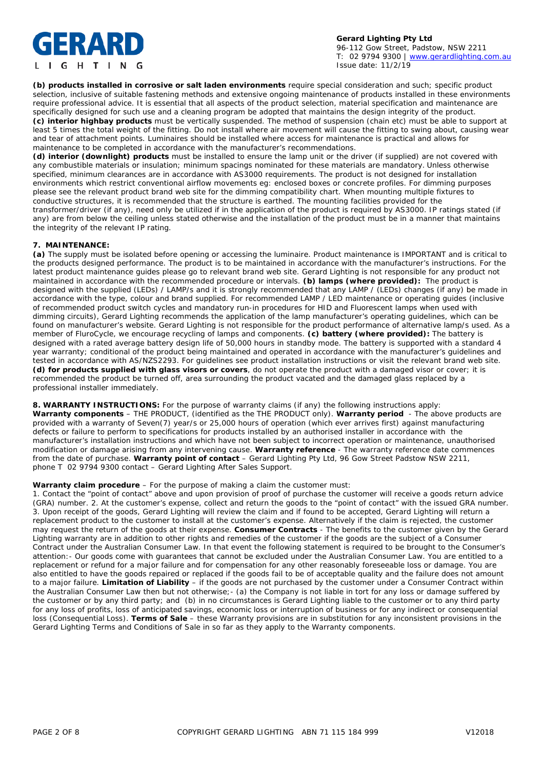**(b) products installed in corrosive or salt laden environments** require special consideration and such; specific product selection, inclusive of suitable fastening methods and extensive ongoing maintenance of products installed in these environments require professional advice. It is essential that all aspects of the product selection, material specification and maintenance are specifically designed for such use and a cleaning program be adopted that maintains the design integrity of the product.
**(c) interior highbay products** must be vertically suspended. The method of suspension (chain etc) must be able to support at least 5 times the total weight of the fitting. Do not install where air movement will cause the fitting to swing about, causing wear and tear of attachment points. Luminaires should be installed where access for maintenance is practical and allows for maintenance to be completed in accordance with the manufacturer's recommendations.
**(d) interior (downlight) products** must be installed to ensure the lamp unit or the driver (if supplied) are not covered with any combustible materials or insulation; minimum spacings nominated for these materials are mandatory. Unless otherwise specified, minimum clearances are in accordance with AS3000 requirements. The product is not designed for installation environments which restrict conventional airflow movements eg: enclosed boxes or concrete profiles. For dimming purposes please see the relevant product brand web site for the dimming compatibility chart. When mounting multiple fixtures to conductive structures, it is recommended that the structure is earthed. The mounting facilities provided for the transformer/driver (if any), need only be utilized if in the application of the product is required by AS3000. IP ratings stated (if any) are from below the ceiling unless stated otherwise and the installation of the product must be in a manner that maintains the integrity of the relevant IP rating.

**7. MAINTENANCE:**
**(a)** The supply must be isolated before opening or accessing the luminaire. Product maintenance is IMPORTANT and is critical to the products designed performance. The product is to be maintained in accordance with the manufacturer's instructions. For the latest product maintenance guides please go to relevant brand web site. Gerard Lighting is not responsible for any product not maintained in accordance with the recommended procedure or intervals. **(b) lamps (where provided):** The product is designed with the supplied (LEDs) / LAMP/s and it is strongly recommended that any LAMP / (LEDs) changes (if any) be made in accordance with the type, colour and brand supplied. For recommended LAMP / LED maintenance or operating guides (inclusive of recommended product switch cycles and mandatory run-in procedures for HID and Fluorescent lamps when used with dimming circuits), Gerard Lighting recommends the application of the lamp manufacturer's operating guidelines, which can be found on manufacturer's website. Gerard Lighting is not responsible for the product performance of alternative lamp/s used. As a member of FluroCycle, we encourage recycling of lamps and components. **(c) battery (where provided):** The battery is designed with a rated average battery design life of 50,000 hours in standby mode. The battery is supported with a standard 4 year warranty; conditional of the product being maintained and operated in accordance with the manufacturer's guidelines and tested in accordance with AS/NZS2293. For guidelines see product installation instructions or visit the relevant brand web site.
**(d) for products supplied with glass visors or covers**, do not operate the product with a damaged visor or cover; it is recommended the product be turned off, area surrounding the product vacated and the damaged glass replaced by a professional installer immediately.

**8. WARRANTY INSTRUCTIONS:** For the purpose of warranty claims (if any) the following instructions apply:
**Warranty components** – THE PRODUCT, (identified as the THE PRODUCT only). **Warranty period** - The above products are provided with a warranty of Seven(7) year/s or 25,000 hours of operation (which ever arrives first) against manufacturing defects or failure to perform to specifications for products installed by an authorised installer in accordance with the manufacturer's installation instructions and which have not been subject to incorrect operation or maintenance, unauthorised modification or damage arising from any intervening cause. **Warranty reference** - The warranty reference date commences from the date of purchase. **Warranty point of contact** – Gerard Lighting Pty Ltd, 96 Gow Street Padstow NSW 2211, phone T 02 9794 9300 contact – Gerard Lighting After Sales Support.

**Warranty claim procedure** – For the purpose of making a claim the customer must:
1. Contact the "point of contact" above and upon provision of proof of purchase the customer will receive a goods return advice (GRA) number. 2. At the customer's expense, collect and return the goods to the "point of contact" with the issued GRA number. 3. Upon receipt of the goods, Gerard Lighting will review the claim and if found to be accepted, Gerard Lighting will return a replacement product to the customer to install at the customer's expense. Alternatively if the claim is rejected, the customer may request the return of the goods at their expense. **Consumer Contracts** - The benefits to the customer given by the Gerard Lighting warranty are in addition to other rights and remedies of the customer if the goods are the subject of a Consumer Contract under the Australian Consumer Law. In that event the following statement is required to be brought to the Consumer's attention:- Our goods come with guarantees that cannot be excluded under the Australian Consumer Law. You are entitled to a replacement or refund for a major failure and for compensation for any other reasonably foreseeable loss or damage. You are also entitled to have the goods repaired or replaced if the goods fail to be of acceptable quality and the failure does not amount to a major failure. **Limitation of Liability** – if the goods are not purchased by the customer under a Consumer Contract within the Australian Consumer Law then but not otherwise;- (a) the Company is not liable in tort for any loss or damage suffered by the customer or by any third party; and (b) in no circumstances is Gerard Lighting liable to the customer or to any third party for any loss of profits, loss of anticipated savings, economic loss or interruption of business or for any indirect or consequential loss (Consequential Loss). **Terms of Sale** – these Warranty provisions are in substitution for any inconsistent provisions in the Gerard Lighting Terms and Conditions of Sale in so far as they apply to the Warranty components.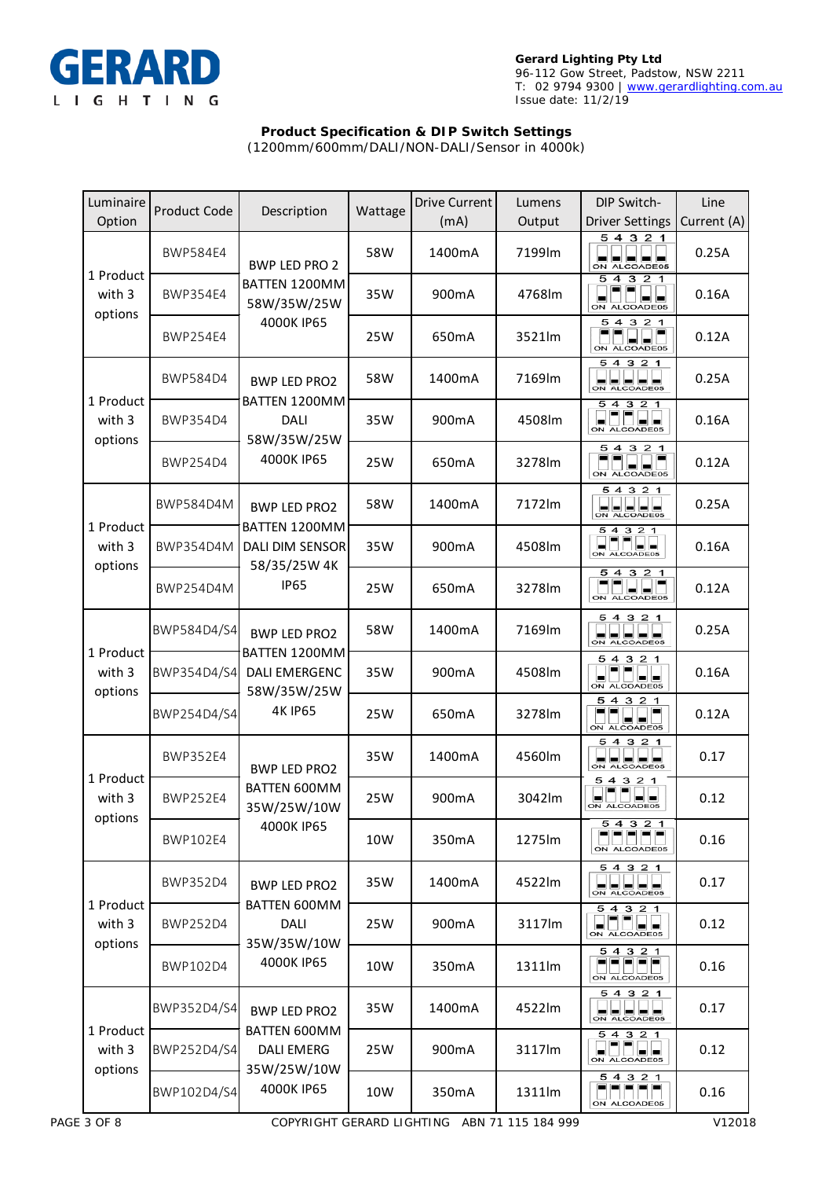**Gerard Lighting Pty Ltd**
96-112 Gow Street, Padstow, NSW 2211
T: 02 9794 9300 | www.gerardlighting.com.au
Issue date: 11/2/19

**Product Specification & DIP Switch Settings**
(1200mm/600mm/DALI/NON-DALI/Sensor in 4000k)

| Luminaire Option | Product Code | Description | Wattage | Drive Current (mA) | Lumens Output | DIP Switch-Driver Settings | Line Current (A) |
|---|---|---|---|---|---|---|---|
| 1 Product with 3 options | BWP584E4 | BWP LED PRO 2 BATTEN 1200MM 58W/35W/25W 4000K IP65 | 58W | 1400mA | 7199lm | | 0.25A |
| | BWP354E4 | | 35W | 900mA | 4768lm | | 0.16A |
| | BWP254E4 | | 25W | 650mA | 3521lm | | 0.12A |
| 1 Product with 3 options | BWP584D4 | BWP LED PRO2 BATTEN 1200MM DALI 58W/35W/25W 4000K IP65 | 58W | 1400mA | 7169lm | | 0.25A |
| | BWP354D4 | | 35W | 900mA | 4508lm | | 0.16A |
| | BWP254D4 | | 25W | 650mA | 3278lm | | 0.12A |
| 1 Product with 3 options | BWP584D4M | BWP LED PRO2 BATTEN 1200MM DALI DIM SENSOR 58/35/25W 4K IP65 | 58W | 1400mA | 7172lm | | 0.25A |
| | BWP354D4M | | 35W | 900mA | 4508lm | | 0.16A |
| | BWP254D4M | | 25W | 650mA | 3278lm | | 0.12A |
| 1 Product with 3 options | BWP584D4/S4 | BWP LED PRO2 BATTEN 1200MM DALI EMERGENC 58W/35W/25W 4K IP65 | 58W | 1400mA | 7169lm | | 0.25A |
| | BWP354D4/S4 | | 35W | 900mA | 4508lm | | 0.16A |
| | BWP254D4/S4 | | 25W | 650mA | 3278lm | | 0.12A |
| 1 Product with 3 options | BWP352E4 | BWP LED PRO2 BATTEN 600MM 35W/25W/10W 4000K IP65 | 35W | 1400mA | 4560lm | | 0.17 |
| | BWP252E4 | | 25W | 900mA | 3042lm | | 0.12 |
| | BWP102E4 | | 10W | 350mA | 1275lm | | 0.16 |
| 1 Product with 3 options | BWP352D4 | BWP LED PRO2 BATTEN 600MM DALI 35W/35W/10W 4000K IP65 | 35W | 1400mA | 4522lm | | 0.17 |
| | BWP252D4 | | 25W | 900mA | 3117lm | | 0.12 |
| | BWP102D4 | | 10W | 350mA | 1311lm | | 0.16 |
| 1 Product with 3 options | BWP352D4/S4 | BWP LED PRO2 BATTEN 600MM DALI EMERG 35W/25W/10W 4000K IP65 | 35W | 1400mA | 4522lm | | 0.17 |
| | BWP252D4/S4 | | 25W | 900mA | 3117lm | | 0.12 |
| | BWP102D4/S4 | | 10W | 350mA | 1311lm | | 0.16 |

COPYRIGHT GERARD LIGHTING ABN 71 115 184 999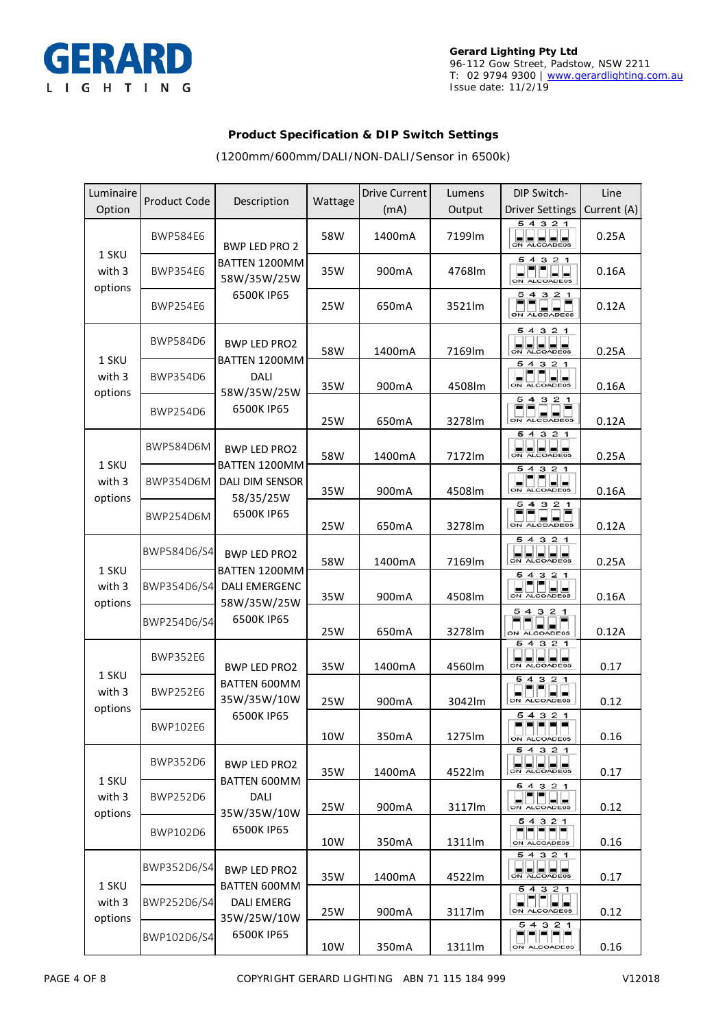**Gerard Lighting Pty Ltd**
96-112 Gow Street, Padstow, NSW 2211
T: 02 9794 9300 | www.gerardlighting.com.au
Issue date: 11/2/19

## Product Specification & DIP Switch Settings

(1200mm/600mm/DALI/NON-DALI/Sensor in 6500k)

| Luminaire Option | Product Code | Description | Wattage | Drive Current (mA) | Lumens Output | DIP Switch-Driver Settings | Line Current (A) |
|---|---|---|---|---|---|---|---|
| 1 SKU with 3 options | BWP584E6 | BWP LED PRO 2 BATTEN 1200MM 58W/35W/25W 6500K IP65 | 58W | 1400mA | 7199lm | | 0.25A |
| | BWP354E6 | | 35W | 900mA | 4768lm | | 0.16A |
| | BWP254E6 | | 25W | 650mA | 3521lm | | 0.12A |
| 1 SKU with 3 options | BWP584D6 | BWP LED PRO2 BATTEN 1200MM DALI 58W/35W/25W 6500K IP65 | 58W | 1400mA | 7169lm | | 0.25A |
| | BWP354D6 | | 35W | 900mA | 4508lm | | 0.16A |
| | BWP254D6 | | 25W | 650mA | 3278lm | | 0.12A |
| 1 SKU with 3 options | BWP584D6M | BWP LED PRO2 BATTEN 1200MM DALI DIM SENSOR 58/35/25W 6500K IP65 | 58W | 1400mA | 7172lm | | 0.25A |
| | BWP354D6M | | 35W | 900mA | 4508lm | | 0.16A |
| | BWP254D6M | | 25W | 650mA | 3278lm | | 0.12A |
| 1 SKU with 3 options | BWP584D6/S4 | BWP LED PRO2 BATTEN 1200MM DALI EMERGENC 58W/35W/25W 6500K IP65 | 58W | 1400mA | 7169lm | | 0.25A |
| | BWP354D6/S4 | | 35W | 900mA | 4508lm | | 0.16A |
| | BWP254D6/S4 | | 25W | 650mA | 3278lm | | 0.12A |
| 1 SKU with 3 options | BWP352E6 | BWP LED PRO2 BATTEN 600MM 35W/35W/10W 6500K IP65 | 35W | 1400mA | 4560lm | | 0.17 |
| | BWP252E6 | | 25W | 900mA | 3042lm | | 0.12 |
| | BWP102E6 | | 10W | 350mA | 1275lm | | 0.16 |
| 1 SKU with 3 options | BWP352D6 | BWP LED PRO2 BATTEN 600MM DALI 35W/35W/10W 6500K IP65 | 35W | 1400mA | 4522lm | | 0.17 |
| | BWP252D6 | | 25W | 900mA | 3117lm | | 0.12 |
| | BWP102D6 | | 10W | 350mA | 1311lm | | 0.16 |
| 1 SKU with 3 options | BWP352D6/S4 | BWP LED PRO2 BATTEN 600MM DALI EMERG 35W/25W/10W 6500K IP65 | 35W | 1400mA | 4522lm | | 0.17 |
| | BWP252D6/S4 | | 25W | 900mA | 3117lm | | 0.12 |
| | BWP102D6/S4 | | 10W | 350mA | 1311lm | | 0.16 |

COPYRIGHT GERARD LIGHTING ABN 71 115 184 999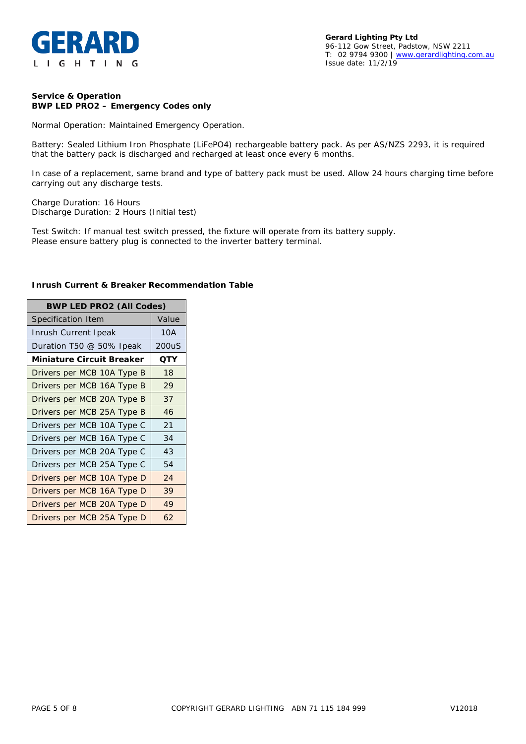**Gerard Lighting Pty Ltd**
96-112 Gow Street, Padstow, NSW 2211
T: 02 9794 9300 | www.gerardlighting.com.au
Issue date: 11/2/19

**Service & Operation**
**BWP LED PRO2 – Emergency Codes only**

Normal Operation: Maintained Emergency Operation.

Battery: Sealed Lithium Iron Phosphate (LiFePO4) rechargeable battery pack. As per AS/NZS 2293, it is required that the battery pack is discharged and recharged at least once every 6 months.

In case of a replacement, same brand and type of battery pack must be used. Allow 24 hours charging time before carrying out any discharge tests.

Charge Duration: 16 Hours
Discharge Duration: 2 Hours (Initial test)

Test Switch: If manual test switch pressed, the fixture will operate from its battery supply.
Please ensure battery plug is connected to the inverter battery terminal.

**Inrush Current & Breaker Recommendation Table**

| BWP LED PRO2 (All Codes) | |
|---|---|
| Specification Item | Value |
| Inrush Current Ipeak | 10A |
| Duration T50 @ 50% Ipeak | 200uS |
| **Miniature Circuit Breaker** | **QTY** |
| Drivers per MCB 10A Type B | 18 |
| Drivers per MCB 16A Type B | 29 |
| Drivers per MCB 20A Type B | 37 |
| Drivers per MCB 25A Type B | 46 |
| Drivers per MCB 10A Type C | 21 |
| Drivers per MCB 16A Type C | 34 |
| Drivers per MCB 20A Type C | 43 |
| Drivers per MCB 25A Type C | 54 |
| Drivers per MCB 10A Type D | 24 |
| Drivers per MCB 16A Type D | 39 |
| Drivers per MCB 20A Type D | 49 |
| Drivers per MCB 25A Type D | 62 |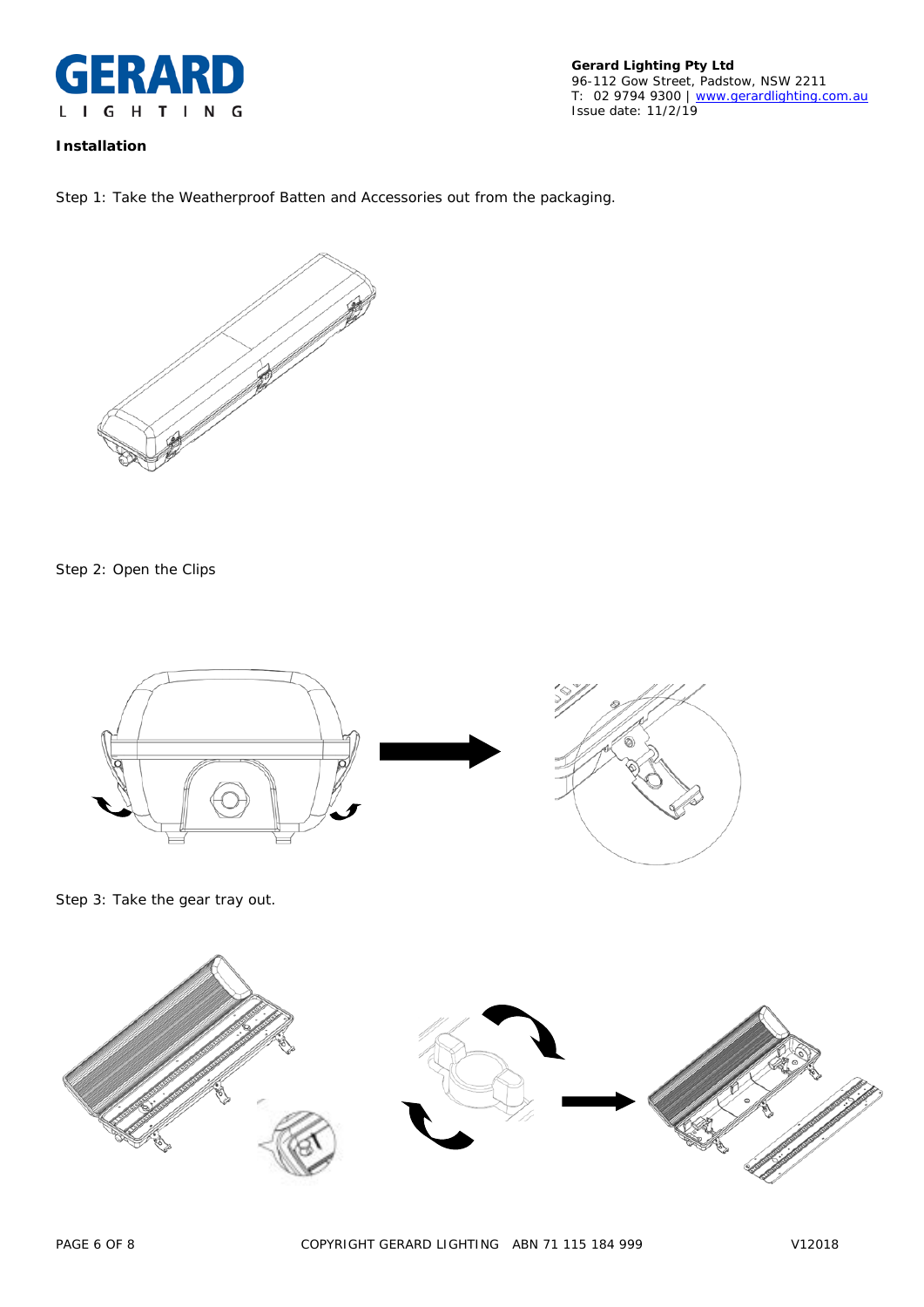**Installation**

Step 1: Take the Weatherproof Batten and Accessories out from the packaging.

Step 2: Open the Clips

Step 3: Take the gear tray out.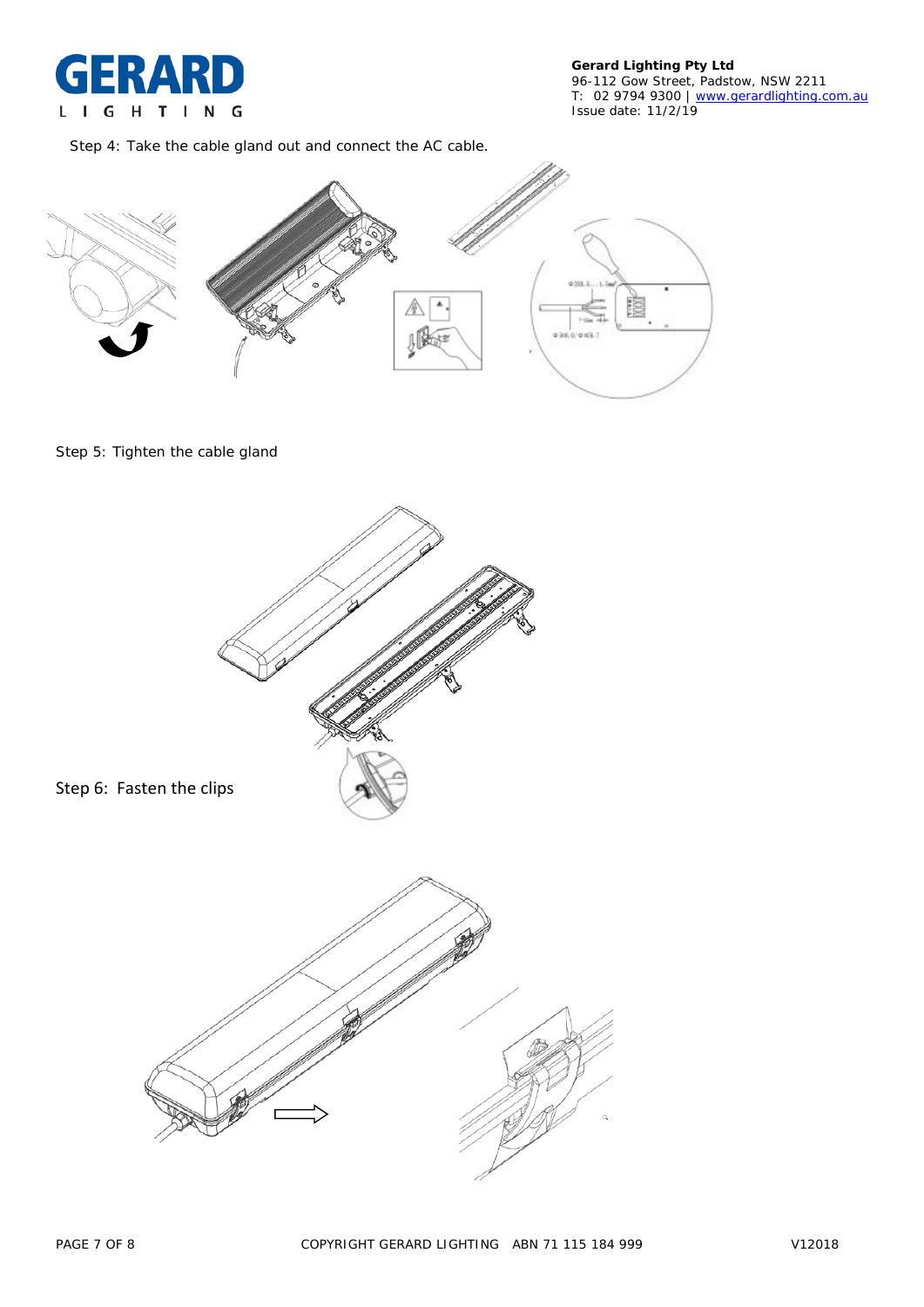Step 4: Take the cable gland out and connect the AC cable.

Step 5: Tighten the cable gland

Step 6: Fasten the clips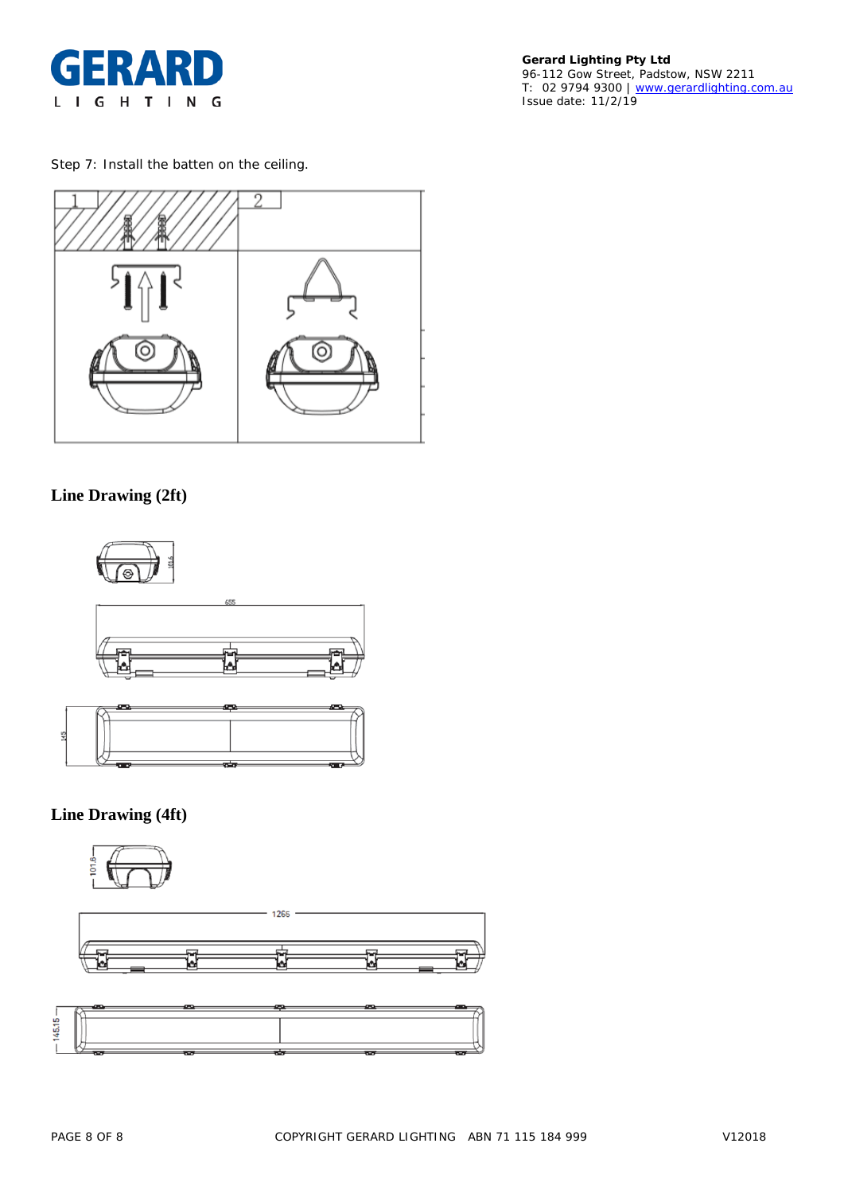Step 7: Install the batten on the ceiling.

1

2

## Line Drawing (2ft)

101.6

655

145

## Line Drawing (4ft)

101.6

1265

145.15